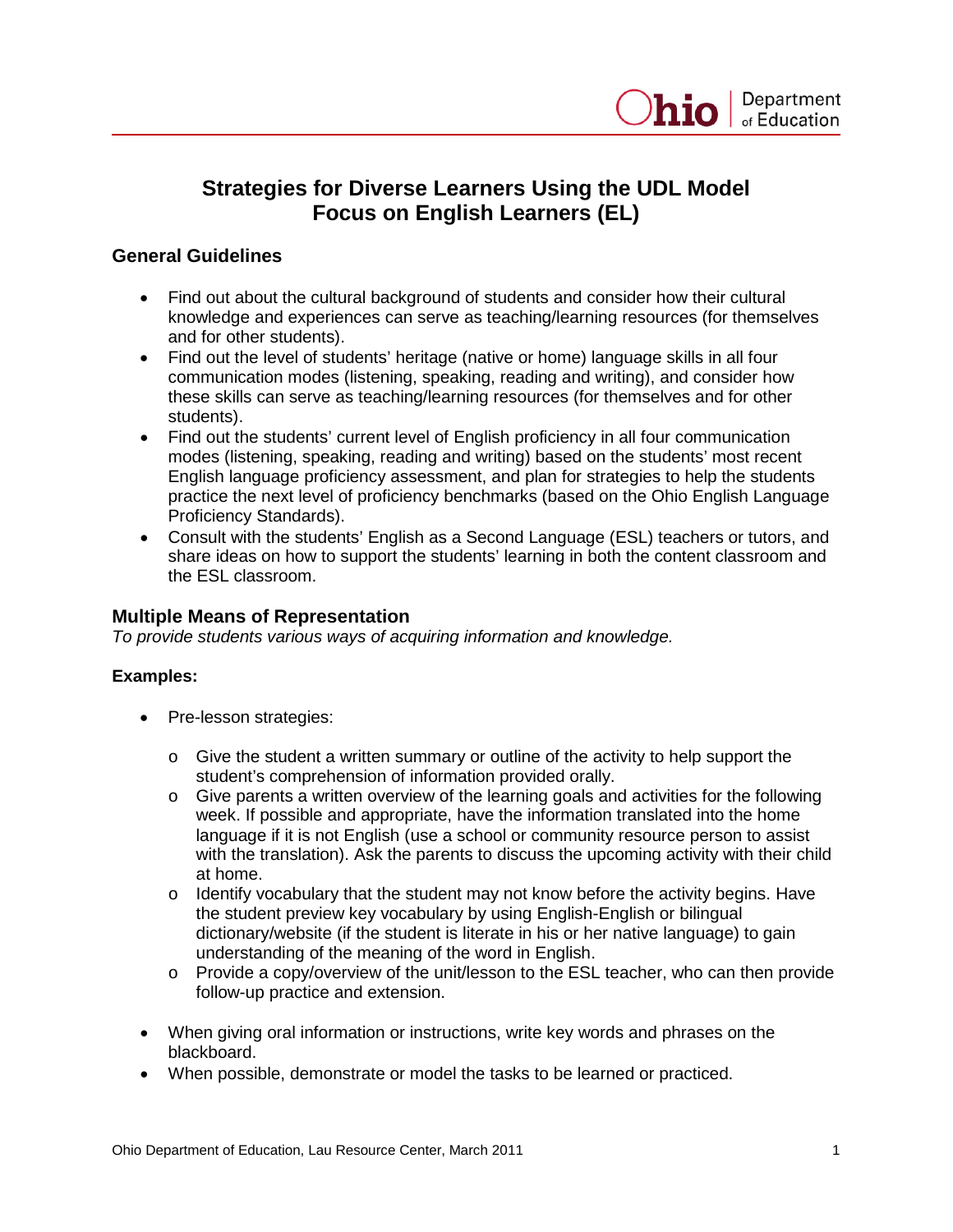# Strategies for Diverse Learners Using the UDL Model
# Focus on English Learners (EL)

## General Guidelines

- Find out about the cultural background of students and consider how their cultural knowledge and experiences can serve as teaching/learning resources (for themselves and for other students).
- Find out the level of students' heritage (native or home) language skills in all four communication modes (listening, speaking, reading and writing), and consider how these skills can serve as teaching/learning resources (for themselves and for other students).
- Find out the students' current level of English proficiency in all four communication modes (listening, speaking, reading and writing) based on the students' most recent English language proficiency assessment, and plan for strategies to help the students practice the next level of proficiency benchmarks (based on the Ohio English Language Proficiency Standards).
- Consult with the students' English as a Second Language (ESL) teachers or tutors, and share ideas on how to support the students' learning in both the content classroom and the ESL classroom.

## Multiple Means of Representation

*To provide students various ways of acquiring information and knowledge.*

### Examples:

- Pre-lesson strategies:
  - Give the student a written summary or outline of the activity to help support the student's comprehension of information provided orally.
  - Give parents a written overview of the learning goals and activities for the following week. If possible and appropriate, have the information translated into the home language if it is not English (use a school or community resource person to assist with the translation). Ask the parents to discuss the upcoming activity with their child at home.
  - Identify vocabulary that the student may not know before the activity begins. Have the student preview key vocabulary by using English-English or bilingual dictionary/website (if the student is literate in his or her native language) to gain understanding of the meaning of the word in English.
  - Provide a copy/overview of the unit/lesson to the ESL teacher, who can then provide follow-up practice and extension.
- When giving oral information or instructions, write key words and phrases on the blackboard.
- When possible, demonstrate or model the tasks to be learned or practiced.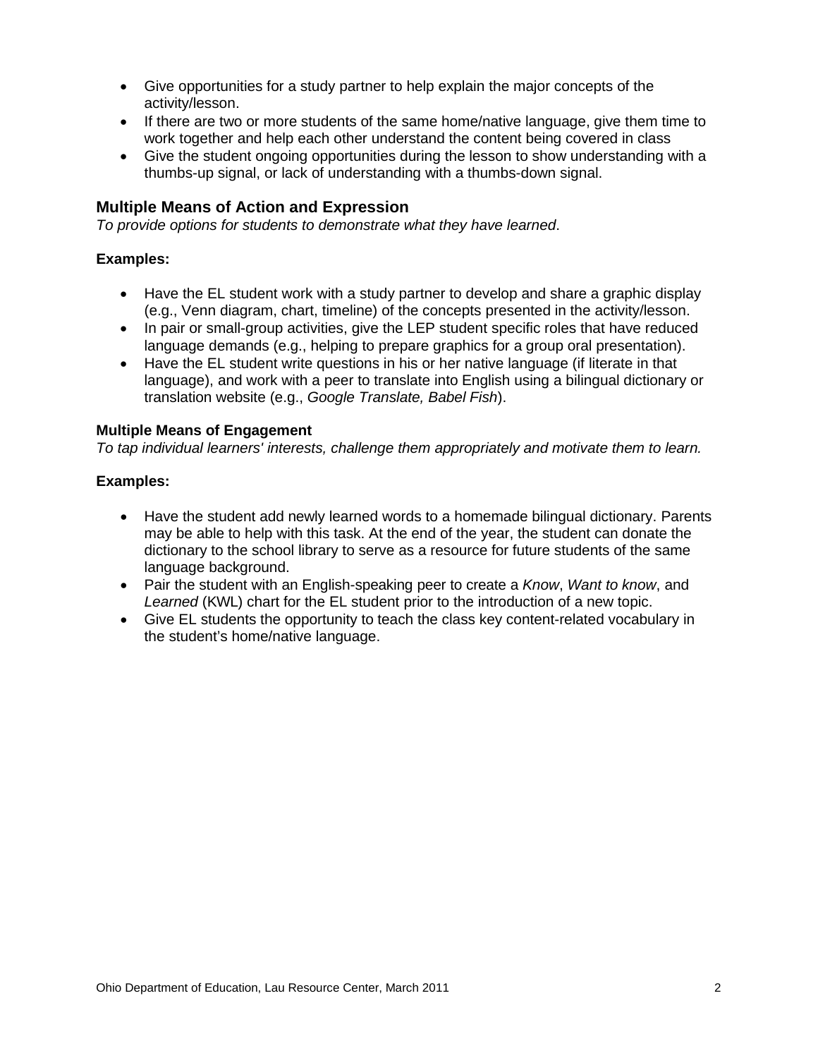- Give opportunities for a study partner to help explain the major concepts of the activity/lesson.
- If there are two or more students of the same home/native language, give them time to work together and help each other understand the content being covered in class
- Give the student ongoing opportunities during the lesson to show understanding with a thumbs-up signal, or lack of understanding with a thumbs-down signal.

## Multiple Means of Action and Expression

*To provide options for students to demonstrate what they have learned*.

**Examples:**

- Have the EL student work with a study partner to develop and share a graphic display (e.g., Venn diagram, chart, timeline) of the concepts presented in the activity/lesson.
- In pair or small-group activities, give the LEP student specific roles that have reduced language demands (e.g., helping to prepare graphics for a group oral presentation).
- Have the EL student write questions in his or her native language (if literate in that language), and work with a peer to translate into English using a bilingual dictionary or translation website (e.g., *Google Translate, Babel Fish*).

### Multiple Means of Engagement

*To tap individual learners' interests, challenge them appropriately and motivate them to learn.*

**Examples:**

- Have the student add newly learned words to a homemade bilingual dictionary. Parents may be able to help with this task. At the end of the year, the student can donate the dictionary to the school library to serve as a resource for future students of the same language background.
- Pair the student with an English-speaking peer to create a *Know*, *Want to know*, and *Learned* (KWL) chart for the EL student prior to the introduction of a new topic.
- Give EL students the opportunity to teach the class key content-related vocabulary in the student's home/native language.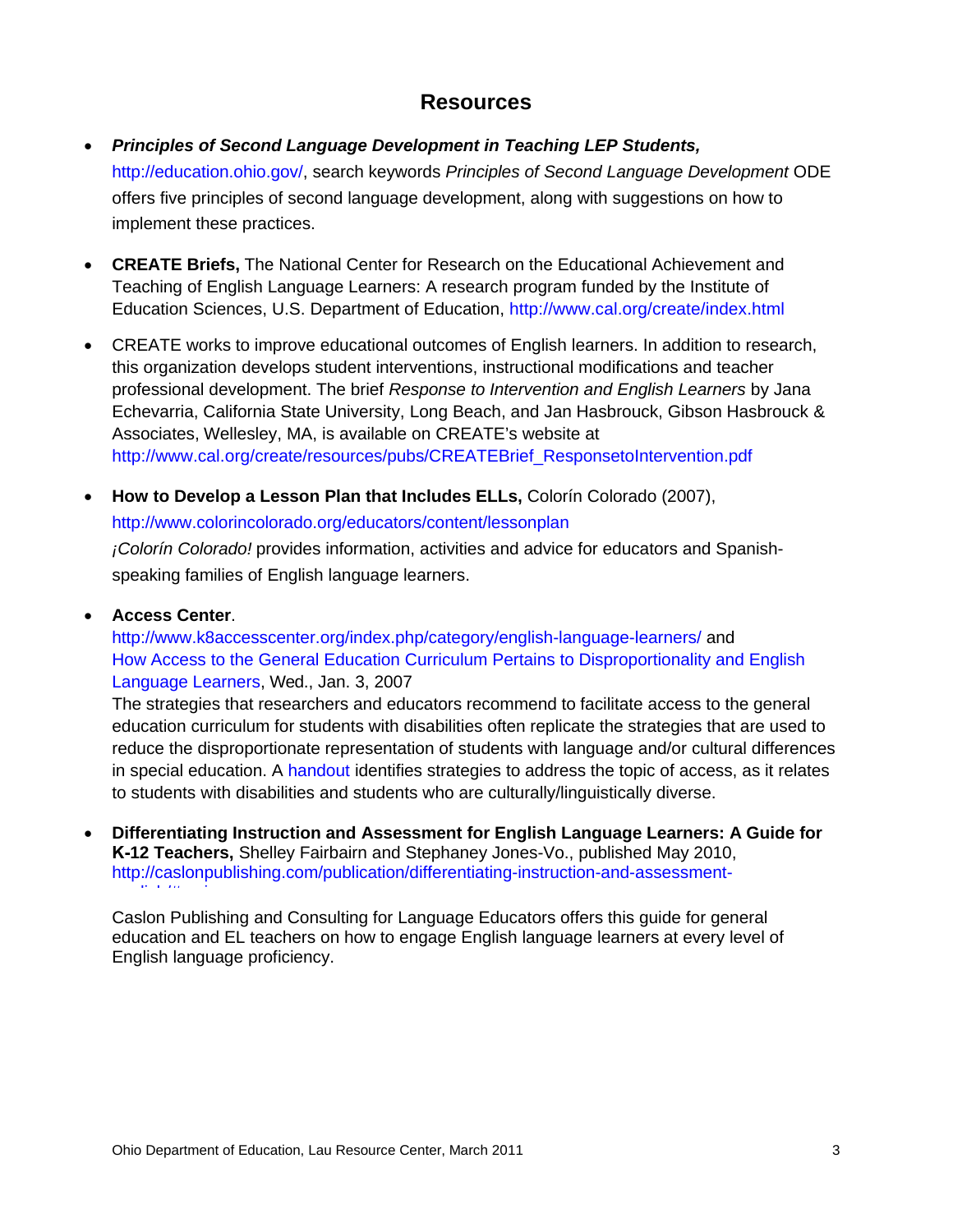## Resources

- ***Principles of Second Language Development in Teaching LEP Students,*** http://education.ohio.gov/, search keywords *Principles of Second Language Development* ODE offers five principles of second language development, along with suggestions on how to implement these practices.

- **CREATE Briefs,** The National Center for Research on the Educational Achievement and Teaching of English Language Learners: A research program funded by the Institute of Education Sciences, U.S. Department of Education, http://www.cal.org/create/index.html

- CREATE works to improve educational outcomes of English learners. In addition to research, this organization develops student interventions, instructional modifications and teacher professional development. The brief *Response to Intervention and English Learners* by Jana Echevarria, California State University, Long Beach, and Jan Hasbrouck, Gibson Hasbrouck & Associates, Wellesley, MA, is available on CREATE's website at http://www.cal.org/create/resources/pubs/CREATEBrief_ResponsetoIntervention.pdf

- **How to Develop a Lesson Plan that Includes ELLs,** Colorín Colorado (2007), http://www.colorincolorado.org/educators/content/lessonplan
  *¡Colorín Colorado!* provides information, activities and advice for educators and Spanish-speaking families of English language learners.

- **Access Center**.
  http://www.k8accesscenter.org/index.php/category/english-language-learners/ and How Access to the General Education Curriculum Pertains to Disproportionality and English Language Learners, Wed., Jan. 3, 2007
  The strategies that researchers and educators recommend to facilitate access to the general education curriculum for students with disabilities often replicate the strategies that are used to reduce the disproportionate representation of students with language and/or cultural differences in special education. A handout identifies strategies to address the topic of access, as it relates to students with disabilities and students who are culturally/linguistically diverse.

- **Differentiating Instruction and Assessment for English Language Learners: A Guide for K-12 Teachers,** Shelley Fairbairn and Stephaney Jones-Vo., published May 2010, http://caslonpublishing.com/publication/differentiating-instruction-and-assessment-

  Caslon Publishing and Consulting for Language Educators offers this guide for general education and EL teachers on how to engage English language learners at every level of English language proficiency.